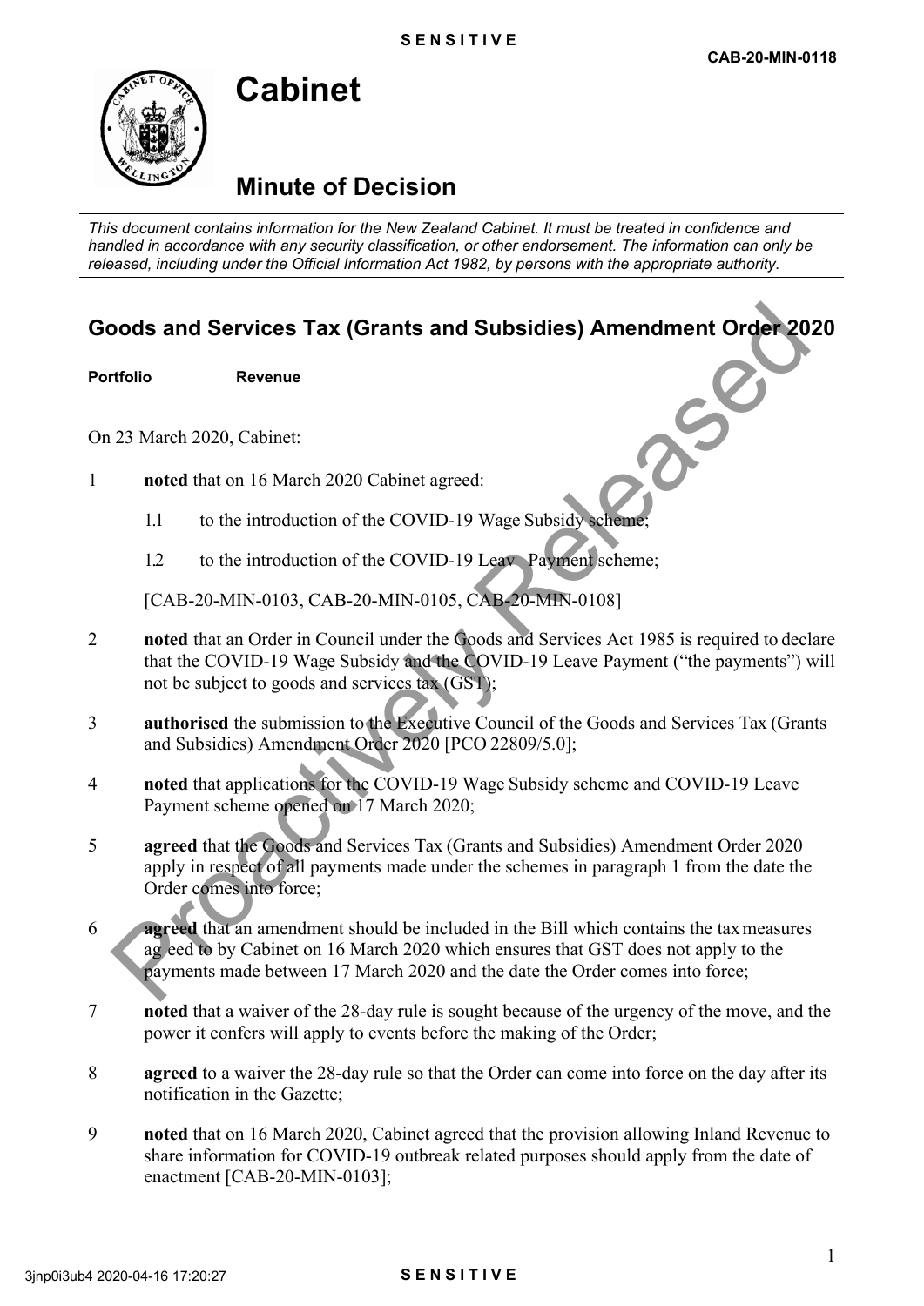SENSITIVE

CAB-20-MIN-0118

# Cabinet

## Minute of Decision

*This document contains information for the New Zealand Cabinet. It must be treated in confidence and handled in accordance with any security classification, or other endorsement. The information can only be released, including under the Official Information Act 1982, by persons with the appropriate authority.*

## Goods and Services Tax (Grants and Subsidies) Amendment Order 2020

**Portfolio** **Revenue**

On 23 March 2020, Cabinet:

1 **noted** that on 16 March 2020 Cabinet agreed:

  1.1 to the introduction of the COVID-19 Wage Subsidy scheme;

  1.2 to the introduction of the COVID-19 Leave Payment scheme;

  [CAB-20-MIN-0103, CAB-20-MIN-0105, CAB-20-MIN-0108]

2 **noted** that an Order in Council under the Goods and Services Act 1985 is required to declare that the COVID-19 Wage Subsidy and the COVID-19 Leave Payment ("the payments") will not be subject to goods and services tax (GST);

3 **authorised** the submission to the Executive Council of the Goods and Services Tax (Grants and Subsidies) Amendment Order 2020 [PCO 22809/5.0];

4 **noted** that applications for the COVID-19 Wage Subsidy scheme and COVID-19 Leave Payment scheme opened on 17 March 2020;

5 **agreed** that the Goods and Services Tax (Grants and Subsidies) Amendment Order 2020 apply in respect of all payments made under the schemes in paragraph 1 from the date the Order comes into force;

6 **agreed** that an amendment should be included in the Bill which contains the tax measures agreed to by Cabinet on 16 March 2020 which ensures that GST does not apply to the payments made between 17 March 2020 and the date the Order comes into force;

7 **noted** that a waiver of the 28-day rule is sought because of the urgency of the move, and the power it confers will apply to events before the making of the Order;

8 **agreed** to a waiver the 28-day rule so that the Order can come into force on the day after its notification in the Gazette;

9 **noted** that on 16 March 2020, Cabinet agreed that the provision allowing Inland Revenue to share information for COVID-19 outbreak related purposes should apply from the date of enactment [CAB-20-MIN-0103];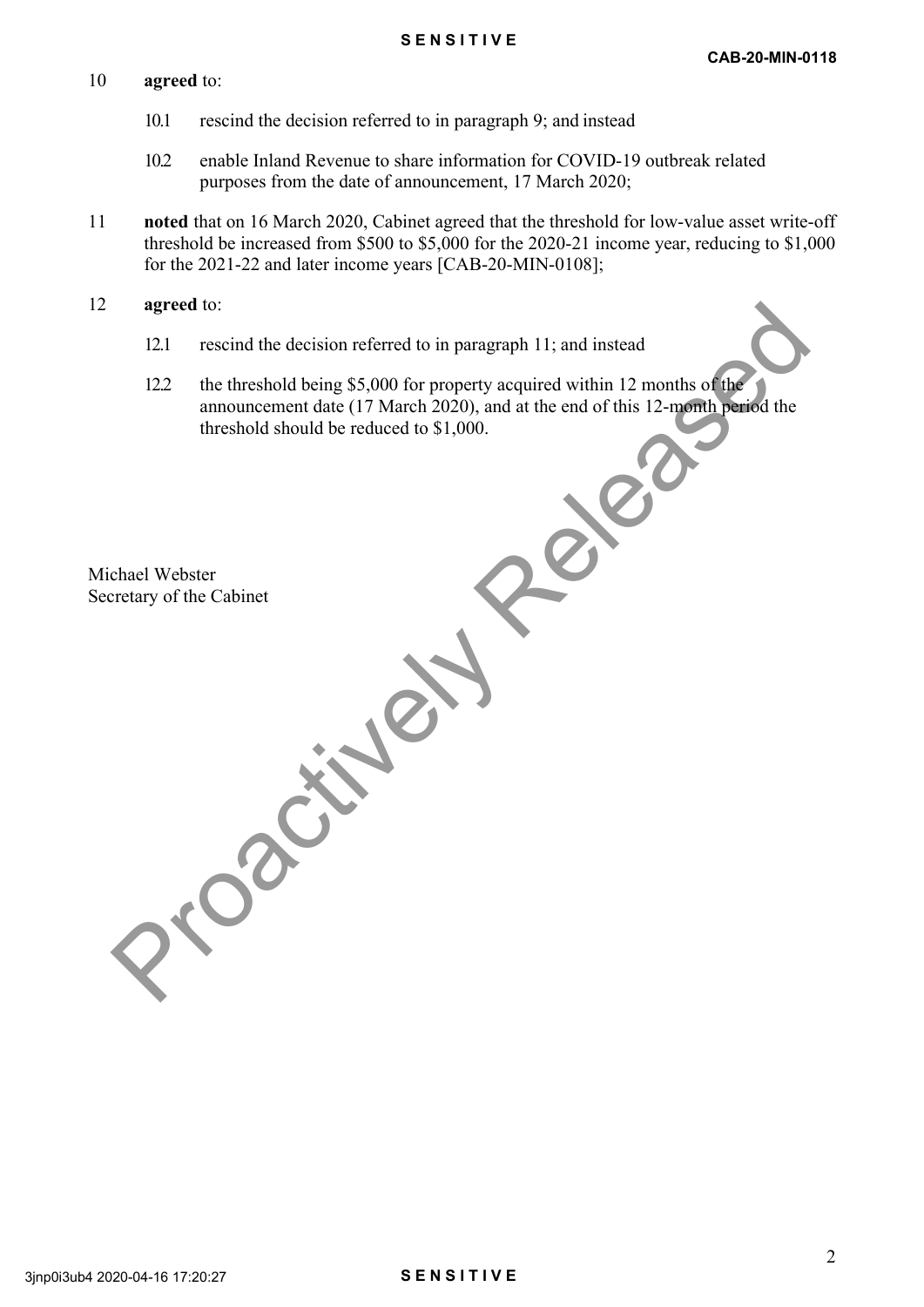10 **agreed** to:

10.1 rescind the decision referred to in paragraph 9; and instead

10.2 enable Inland Revenue to share information for COVID-19 outbreak related purposes from the date of announcement, 17 March 2020;

11 **noted** that on 16 March 2020, Cabinet agreed that the threshold for low-value asset write-off threshold be increased from $500 to $5,000 for the 2020-21 income year, reducing to $1,000 for the 2021-22 and later income years [CAB-20-MIN-0108];

12 **agreed** to:

12.1 rescind the decision referred to in paragraph 11; and instead

12.2 the threshold being $5,000 for property acquired within 12 months of the announcement date (17 March 2020), and at the end of this 12-month period the threshold should be reduced to $1,000.

Michael Webster
Secretary of the Cabinet